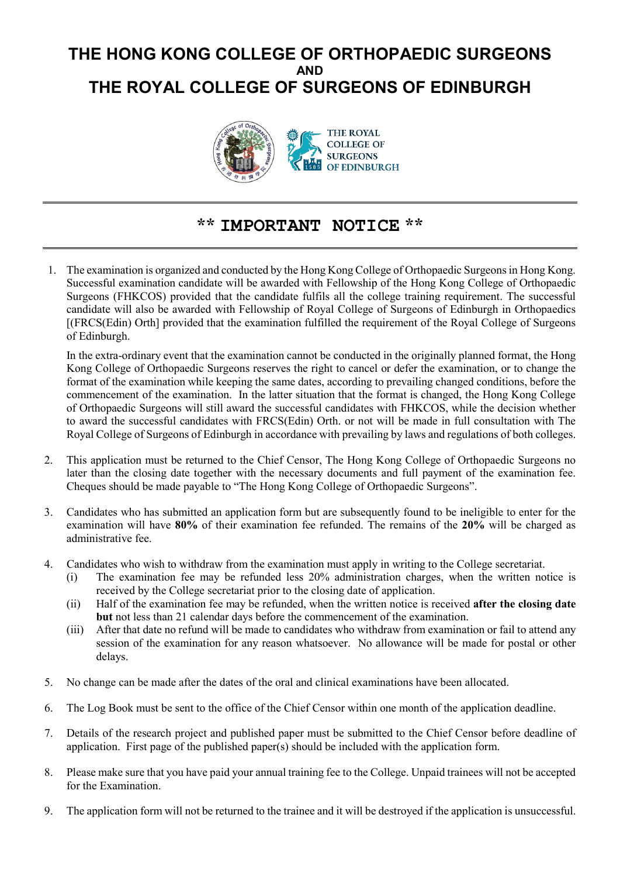# THE HONG KONG COLLEGE OF ORTHOPAEDIC SURGEONS
**AND**
# THE ROYAL COLLEGE OF SURGEONS OF EDINBURGH

## ** IMPORTANT NOTICE **

1. The examination is organized and conducted by the Hong Kong College of Orthopaedic Surgeons in Hong Kong. Successful examination candidate will be awarded with Fellowship of the Hong Kong College of Orthopaedic Surgeons (FHKCOS) provided that the candidate fulfils all the college training requirement. The successful candidate will also be awarded with Fellowship of Royal College of Surgeons of Edinburgh in Orthopaedics [(FRCS(Edin) Orth] provided that the examination fulfilled the requirement of the Royal College of Surgeons of Edinburgh.

   In the extra-ordinary event that the examination cannot be conducted in the originally planned format, the Hong Kong College of Orthopaedic Surgeons reserves the right to cancel or defer the examination, or to change the format of the examination while keeping the same dates, according to prevailing changed conditions, before the commencement of the examination. In the latter situation that the format is changed, the Hong Kong College of Orthopaedic Surgeons will still award the successful candidates with FHKCOS, while the decision whether to award the successful candidates with FRCS(Edin) Orth. or not will be made in full consultation with The Royal College of Surgeons of Edinburgh in accordance with prevailing by laws and regulations of both colleges.

2. This application must be returned to the Chief Censor, The Hong Kong College of Orthopaedic Surgeons no later than the closing date together with the necessary documents and full payment of the examination fee. Cheques should be made payable to "The Hong Kong College of Orthopaedic Surgeons".

3. Candidates who has submitted an application form but are subsequently found to be ineligible to enter for the examination will have **80%** of their examination fee refunded. The remains of the **20%** will be charged as administrative fee.

4. Candidates who wish to withdraw from the examination must apply in writing to the College secretariat.
   (i) The examination fee may be refunded less 20% administration charges, when the written notice is received by the College secretariat prior to the closing date of application.
   (ii) Half of the examination fee may be refunded, when the written notice is received **after the closing date but** not less than 21 calendar days before the commencement of the examination.
   (iii) After that date no refund will be made to candidates who withdraw from examination or fail to attend any session of the examination for any reason whatsoever. No allowance will be made for postal or other delays.

5. No change can be made after the dates of the oral and clinical examinations have been allocated.

6. The Log Book must be sent to the office of the Chief Censor within one month of the application deadline.

7. Details of the research project and published paper must be submitted to the Chief Censor before deadline of application. First page of the published paper(s) should be included with the application form.

8. Please make sure that you have paid your annual training fee to the College. Unpaid trainees will not be accepted for the Examination.

9. The application form will not be returned to the trainee and it will be destroyed if the application is unsuccessful.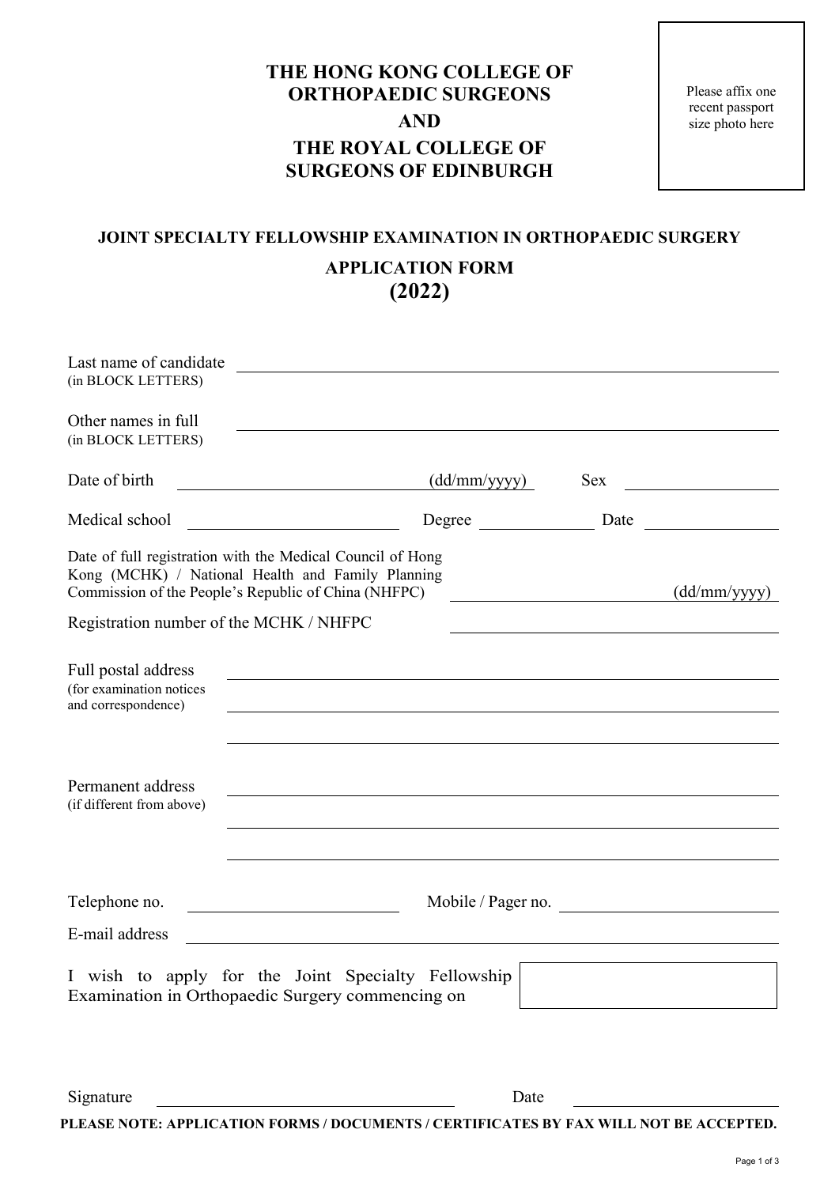# THE HONG KONG COLLEGE OF ORTHOPAEDIC SURGEONS

# AND

# THE ROYAL COLLEGE OF SURGEONS OF EDINBURGH

Please affix one recent passport size photo here

## JOINT SPECIALTY FELLOWSHIP EXAMINATION IN ORTHOPAEDIC SURGERY

## APPLICATION FORM (2022)

Last name of candidate (in BLOCK LETTERS) \_\_\_\_\_\_\_\_\_\_\_\_\_\_\_\_\_\_\_\_\_\_\_\_\_\_\_\_\_\_\_\_

Other names in full (in BLOCK LETTERS) \_\_\_\_\_\_\_\_\_\_\_\_\_\_\_\_\_\_\_\_\_\_\_\_\_\_\_\_\_\_\_\_

Date of birth \_\_\_\_\_\_\_\_\_\_\_\_\_\_\_\_ (dd/mm/yyyy) Sex \_\_\_\_\_\_\_\_\_\_

Medical school \_\_\_\_\_\_\_\_\_\_\_\_\_\_\_\_ Degree \_\_\_\_\_\_\_\_\_\_ Date \_\_\_\_\_\_\_\_\_\_

Date of full registration with the Medical Council of Hong Kong (MCHK) / National Health and Family Planning Commission of the People's Republic of China (NHFPC) \_\_\_\_\_\_\_\_\_\_\_\_\_\_\_\_ (dd/mm/yyyy)

Registration number of the MCHK / NHFPC \_\_\_\_\_\_\_\_\_\_\_\_\_\_\_\_

Full postal address (for examination notices and correspondence) \_\_\_\_\_\_\_\_\_\_\_\_\_\_\_\_\_\_\_\_\_\_\_\_\_\_\_\_\_\_\_\_

Permanent address (if different from above) \_\_\_\_\_\_\_\_\_\_\_\_\_\_\_\_\_\_\_\_\_\_\_\_\_\_\_\_\_\_\_\_

Telephone no. \_\_\_\_\_\_\_\_\_\_\_\_\_\_\_\_ Mobile / Pager no. \_\_\_\_\_\_\_\_\_\_\_\_\_\_\_\_

E-mail address \_\_\_\_\_\_\_\_\_\_\_\_\_\_\_\_\_\_\_\_\_\_\_\_\_\_\_\_\_\_\_\_

I wish to apply for the Joint Specialty Fellowship Examination in Orthopaedic Surgery commencing on \_\_\_\_\_\_\_\_\_\_\_\_\_\_\_\_

Signature \_\_\_\_\_\_\_\_\_\_\_\_\_\_\_\_ Date \_\_\_\_\_\_\_\_\_\_\_\_\_\_\_\_

**PLEASE NOTE: APPLICATION FORMS / DOCUMENTS / CERTIFICATES BY FAX WILL NOT BE ACCEPTED.**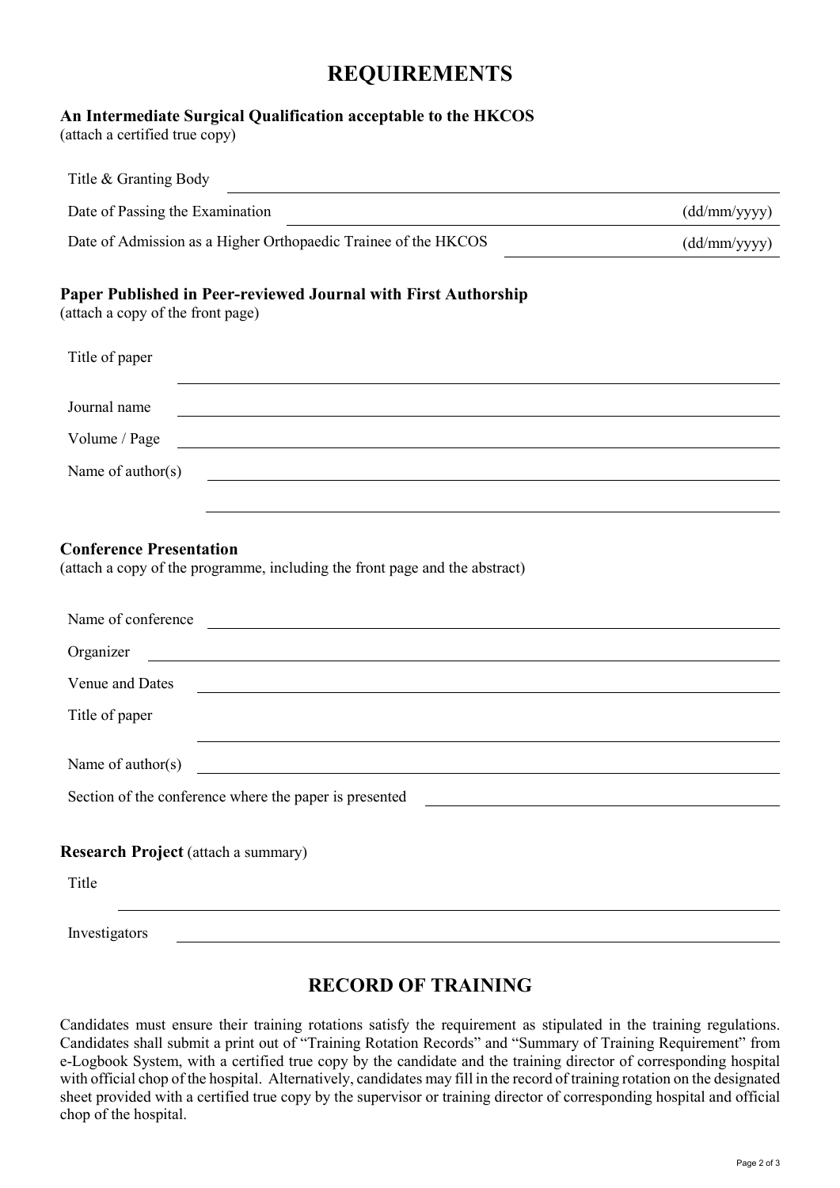# REQUIREMENTS

**An Intermediate Surgical Qualification acceptable to the HKCOS**
(attach a certified true copy)

Title & Granting Body \_\_\_\_\_\_\_\_\_\_\_\_\_\_\_\_\_\_\_\_\_\_\_\_\_\_\_\_\_\_

Date of Passing the Examination \_\_\_\_\_\_\_\_\_\_\_\_\_\_\_\_\_\_\_\_ (dd/mm/yyyy)

Date of Admission as a Higher Orthopaedic Trainee of the HKCOS \_\_\_\_\_\_\_\_\_\_ (dd/mm/yyyy)

**Paper Published in Peer-reviewed Journal with First Authorship**
(attach a copy of the front page)

Title of paper \_\_\_\_\_\_\_\_\_\_\_\_\_\_\_\_\_\_\_\_\_\_\_\_\_\_\_\_\_\_

Journal name \_\_\_\_\_\_\_\_\_\_\_\_\_\_\_\_\_\_\_\_\_\_\_\_\_\_\_\_\_\_

Volume / Page \_\_\_\_\_\_\_\_\_\_\_\_\_\_\_\_\_\_\_\_\_\_\_\_\_\_\_\_\_\_

Name of author(s) \_\_\_\_\_\_\_\_\_\_\_\_\_\_\_\_\_\_\_\_\_\_\_\_\_\_\_\_\_\_

**Conference Presentation**
(attach a copy of the programme, including the front page and the abstract)

Name of conference \_\_\_\_\_\_\_\_\_\_\_\_\_\_\_\_\_\_\_\_\_\_\_\_\_\_\_\_\_\_

Organizer \_\_\_\_\_\_\_\_\_\_\_\_\_\_\_\_\_\_\_\_\_\_\_\_\_\_\_\_\_\_

Venue and Dates \_\_\_\_\_\_\_\_\_\_\_\_\_\_\_\_\_\_\_\_\_\_\_\_\_\_\_\_\_\_

Title of paper \_\_\_\_\_\_\_\_\_\_\_\_\_\_\_\_\_\_\_\_\_\_\_\_\_\_\_\_\_\_

Name of author(s) \_\_\_\_\_\_\_\_\_\_\_\_\_\_\_\_\_\_\_\_\_\_\_\_\_\_\_\_\_\_

Section of the conference where the paper is presented \_\_\_\_\_\_\_\_\_\_\_\_\_\_\_\_\_\_\_\_

**Research Project** (attach a summary)

Title \_\_\_\_\_\_\_\_\_\_\_\_\_\_\_\_\_\_\_\_\_\_\_\_\_\_\_\_\_\_

Investigators \_\_\_\_\_\_\_\_\_\_\_\_\_\_\_\_\_\_\_\_\_\_\_\_\_\_\_\_\_\_

# RECORD OF TRAINING

Candidates must ensure their training rotations satisfy the requirement as stipulated in the training regulations. Candidates shall submit a print out of "Training Rotation Records" and "Summary of Training Requirement" from e-Logbook System, with a certified true copy by the candidate and the training director of corresponding hospital with official chop of the hospital. Alternatively, candidates may fill in the record of training rotation on the designated sheet provided with a certified true copy by the supervisor or training director of corresponding hospital and official chop of the hospital.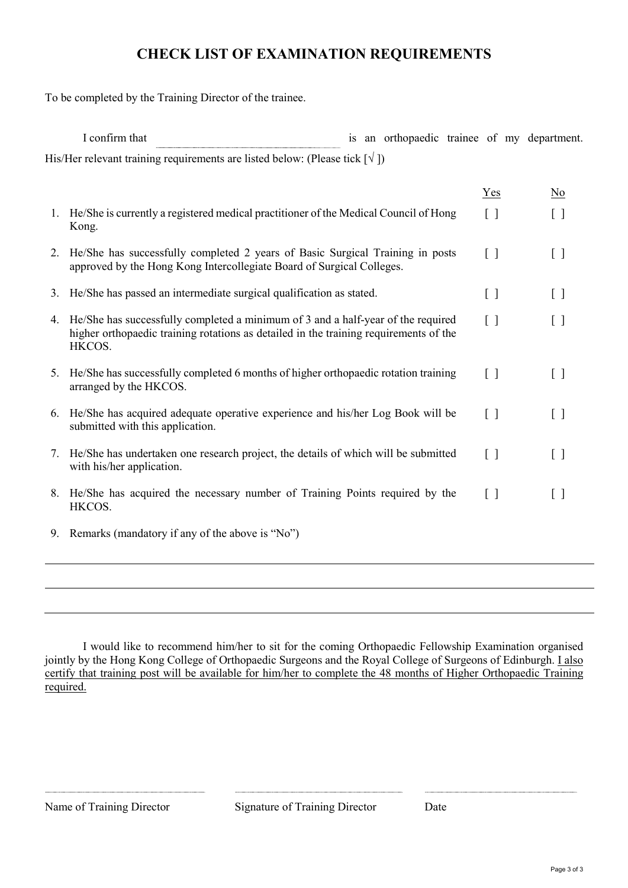# CHECK LIST OF EXAMINATION REQUIREMENTS

To be completed by the Training Director of the trainee.

I confirm that ______________________________ is an orthopaedic trainee of my department. His/Her relevant training requirements are listed below: (Please tick [√ ])

| | | Yes | No |
|---|---|---|---|
| 1. | He/She is currently a registered medical practitioner of the Medical Council of Hong Kong. | [ ] | [ ] |
| 2. | He/She has successfully completed 2 years of Basic Surgical Training in posts approved by the Hong Kong Intercollegiate Board of Surgical Colleges. | [ ] | [ ] |
| 3. | He/She has passed an intermediate surgical qualification as stated. | [ ] | [ ] |
| 4. | He/She has successfully completed a minimum of 3 and a half-year of the required higher orthopaedic training rotations as detailed in the training requirements of the HKCOS. | [ ] | [ ] |
| 5. | He/She has successfully completed 6 months of higher orthopaedic rotation training arranged by the HKCOS. | [ ] | [ ] |
| 6. | He/She has acquired adequate operative experience and his/her Log Book will be submitted with this application. | [ ] | [ ] |
| 7. | He/She has undertaken one research project, the details of which will be submitted with his/her application. | [ ] | [ ] |
| 8. | He/She has acquired the necessary number of Training Points required by the HKCOS. | [ ] | [ ] |

9. Remarks (mandatory if any of the above is "No")

______________________________________________________________________

______________________________________________________________________

______________________________________________________________________

I would like to recommend him/her to sit for the coming Orthopaedic Fellowship Examination organised jointly by the Hong Kong College of Orthopaedic Surgeons and the Royal College of Surgeons of Edinburgh. <u>I also certify that training post will be available for him/her to complete the 48 months of Higher Orthopaedic Training required.</u>

| Name of Training Director | Signature of Training Director | Date |
|---|---|---|
| ______________________ | ______________________ | ______________________ |